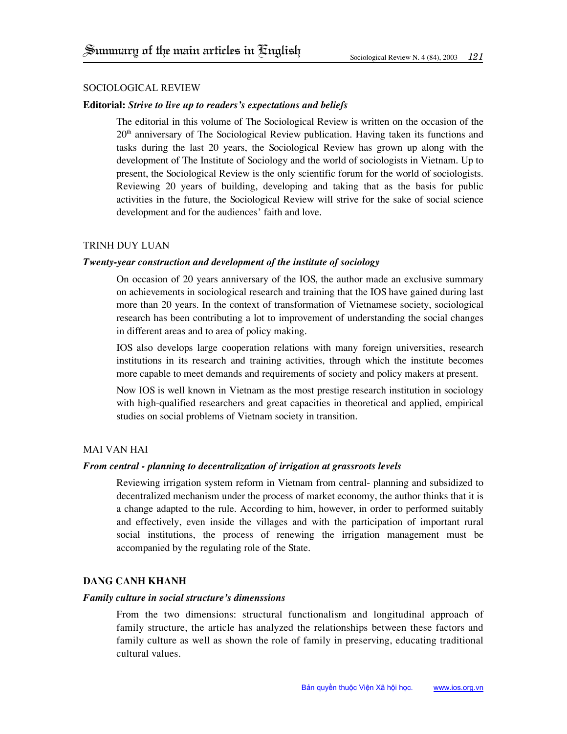# Summary of the main articles in English

SOCIOLOGICAL REVIEW

**Editorial:** ***Strive to live up to readers's expectations and beliefs***

The editorial in this volume of The Sociological Review is written on the occasion of the 20th anniversary of The Sociological Review publication. Having taken its functions and tasks during the last 20 years, the Sociological Review has grown up along with the development of The Institute of Sociology and the world of sociologists in Vietnam. Up to present, the Sociological Review is the only scientific forum for the world of sociologists. Reviewing 20 years of building, developing and taking that as the basis for public activities in the future, the Sociological Review will strive for the sake of social science development and for the audiences' faith and love.

TRINH DUY LUAN

***Twenty-year construction and development of the institute of sociology***

On occasion of 20 years anniversary of the IOS, the author made an exclusive summary on achievements in sociological research and training that the IOS have gained during last more than 20 years. In the context of transformation of Vietnamese society, sociological research has been contributing a lot to improvement of understanding the social changes in different areas and to area of policy making.

IOS also develops large cooperation relations with many foreign universities, research institutions in its research and training activities, through which the institute becomes more capable to meet demands and requirements of society and policy makers at present.

Now IOS is well known in Vietnam as the most prestige research institution in sociology with high-qualified researchers and great capacities in theoretical and applied, empirical studies on social problems of Vietnam society in transition.

MAI VAN HAI

***From central - planning to decentralization of irrigation at grassroots levels***

Reviewing irrigation system reform in Vietnam from central- planning and subsidized to decentralized mechanism under the process of market economy, the author thinks that it is a change adapted to the rule. According to him, however, in order to performed suitably and effectively, even inside the villages and with the participation of important rural social institutions, the process of renewing the irrigation management must be accompanied by the regulating role of the State.

**DANG CANH KHANH**

***Family culture in social structure's dimenssions***

From the two dimensions: structural functionalism and longitudinal approach of family structure, the article has analyzed the relationships between these factors and family culture as well as shown the role of family in preserving, educating traditional cultural values.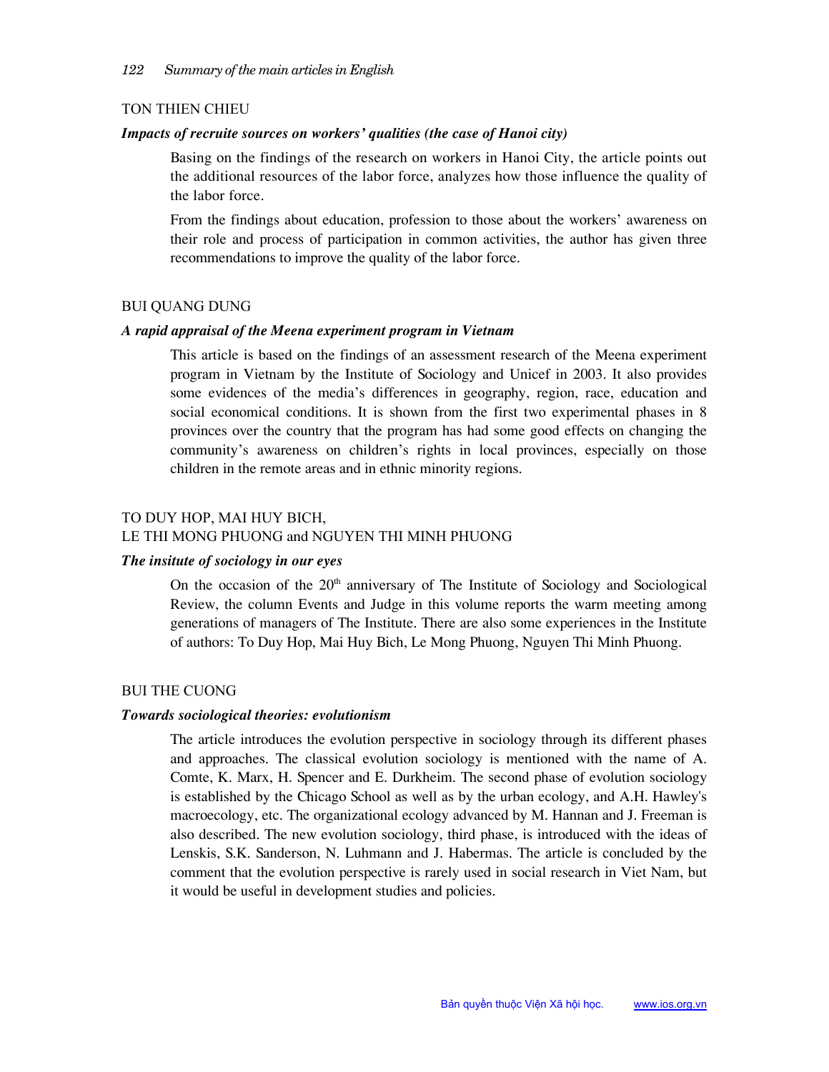TON THIEN CHIEU

***Impacts of recruite sources on workers' qualities (the case of Hanoi city)***

Basing on the findings of the research on workers in Hanoi City, the article points out the additional resources of the labor force, analyzes how those influence the quality of the labor force.

From the findings about education, profession to those about the workers' awareness on their role and process of participation in common activities, the author has given three recommendations to improve the quality of the labor force.

BUI QUANG DUNG

***A rapid appraisal of the Meena experiment program in Vietnam***

This article is based on the findings of an assessment research of the Meena experiment program in Vietnam by the Institute of Sociology and Unicef in 2003. It also provides some evidences of the media's differences in geography, region, race, education and social economical conditions. It is shown from the first two experimental phases in 8 provinces over the country that the program has had some good effects on changing the community's awareness on children's rights in local provinces, especially on those children in the remote areas and in ethnic minority regions.

TO DUY HOP, MAI HUY BICH,
LE THI MONG PHUONG and NGUYEN THI MINH PHUONG

***The insitute of sociology in our eyes***

On the occasion of the 20th anniversary of The Institute of Sociology and Sociological Review, the column Events and Judge in this volume reports the warm meeting among generations of managers of The Institute. There are also some experiences in the Institute of authors: To Duy Hop, Mai Huy Bich, Le Mong Phuong, Nguyen Thi Minh Phuong.

BUI THE CUONG

***Towards sociological theories: evolutionism***

The article introduces the evolution perspective in sociology through its different phases and approaches. The classical evolution sociology is mentioned with the name of A. Comte, K. Marx, H. Spencer and E. Durkheim. The second phase of evolution sociology is established by the Chicago School as well as by the urban ecology, and A.H. Hawley's macroecology, etc. The organizational ecology advanced by M. Hannan and J. Freeman is also described. The new evolution sociology, third phase, is introduced with the ideas of Lenskis, S.K. Sanderson, N. Luhmann and J. Habermas. The article is concluded by the comment that the evolution perspective is rarely used in social research in Viet Nam, but it would be useful in development studies and policies.